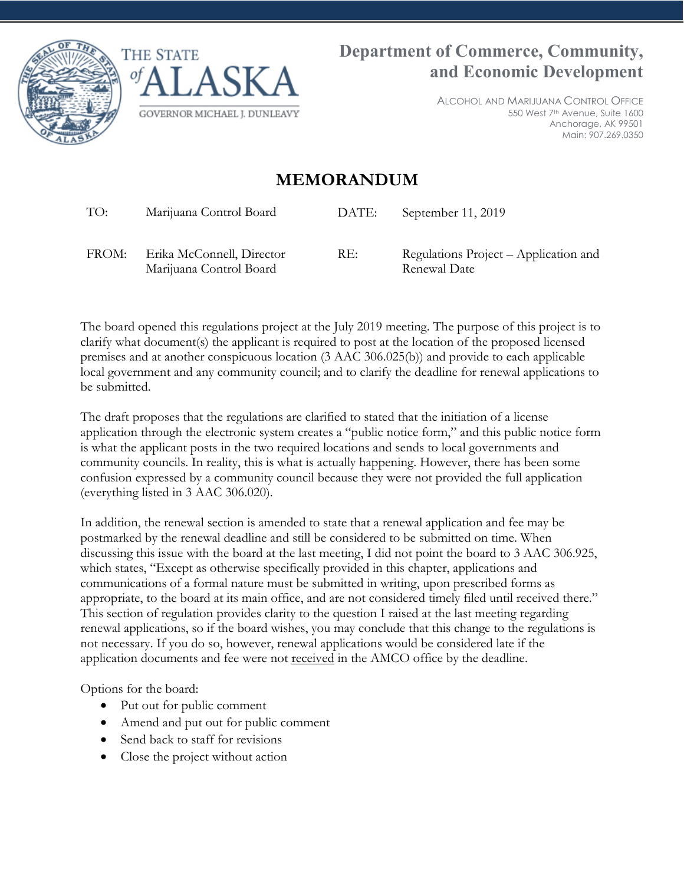THE STATE *of* ALASKA

GOVERNOR MICHAEL J. DUNLEAVY

**Department of Commerce, Community, and Economic Development**

ALCOHOL AND MARIJUANA CONTROL OFFICE
550 West 7th Avenue, Suite 1600
Anchorage, AK 99501
Main: 907.269.0350

# MEMORANDUM

| | | | |
|---|---|---|---|
| TO: | Marijuana Control Board | DATE: | September 11, 2019 |
| FROM: | Erika McConnell, Director<br>Marijuana Control Board | RE: | Regulations Project – Application and Renewal Date |

The board opened this regulations project at the July 2019 meeting. The purpose of this project is to clarify what document(s) the applicant is required to post at the location of the proposed licensed premises and at another conspicuous location (3 AAC 306.025(b)) and provide to each applicable local government and any community council; and to clarify the deadline for renewal applications to be submitted.

The draft proposes that the regulations are clarified to stated that the initiation of a license application through the electronic system creates a "public notice form," and this public notice form is what the applicant posts in the two required locations and sends to local governments and community councils. In reality, this is what is actually happening. However, there has been some confusion expressed by a community council because they were not provided the full application (everything listed in 3 AAC 306.020).

In addition, the renewal section is amended to state that a renewal application and fee may be postmarked by the renewal deadline and still be considered to be submitted on time. When discussing this issue with the board at the last meeting, I did not point the board to 3 AAC 306.925, which states, "Except as otherwise specifically provided in this chapter, applications and communications of a formal nature must be submitted in writing, upon prescribed forms as appropriate, to the board at its main office, and are not considered timely filed until received there." This section of regulation provides clarity to the question I raised at the last meeting regarding renewal applications, so if the board wishes, you may conclude that this change to the regulations is not necessary. If you do so, however, renewal applications would be considered late if the application documents and fee were not <u>received</u> in the AMCO office by the deadline.

Options for the board:

- Put out for public comment
- Amend and put out for public comment
- Send back to staff for revisions
- Close the project without action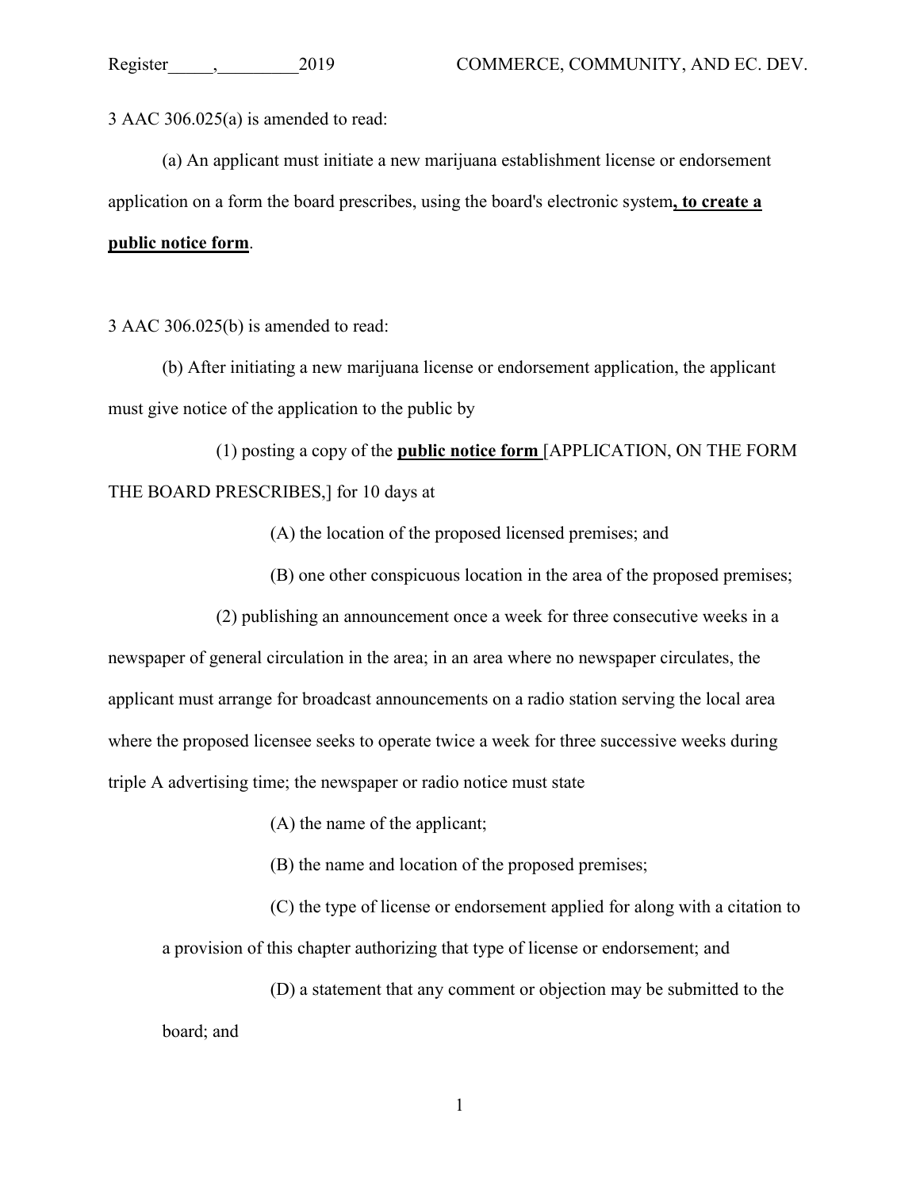3 AAC 306.025(a) is amended to read:

(a) An applicant must initiate a new marijuana establishment license or endorsement application on a form the board prescribes, using the board's electronic system**, to create a public notice form**.

3 AAC 306.025(b) is amended to read:

(b) After initiating a new marijuana license or endorsement application, the applicant must give notice of the application to the public by

(1) posting a copy of the **public notice form** [APPLICATION, ON THE FORM THE BOARD PRESCRIBES,] for 10 days at

(A) the location of the proposed licensed premises; and

(B) one other conspicuous location in the area of the proposed premises;

(2) publishing an announcement once a week for three consecutive weeks in a newspaper of general circulation in the area; in an area where no newspaper circulates, the applicant must arrange for broadcast announcements on a radio station serving the local area where the proposed licensee seeks to operate twice a week for three successive weeks during triple A advertising time; the newspaper or radio notice must state

(A) the name of the applicant;

(B) the name and location of the proposed premises;

(C) the type of license or endorsement applied for along with a citation to a provision of this chapter authorizing that type of license or endorsement; and

(D) a statement that any comment or objection may be submitted to the board; and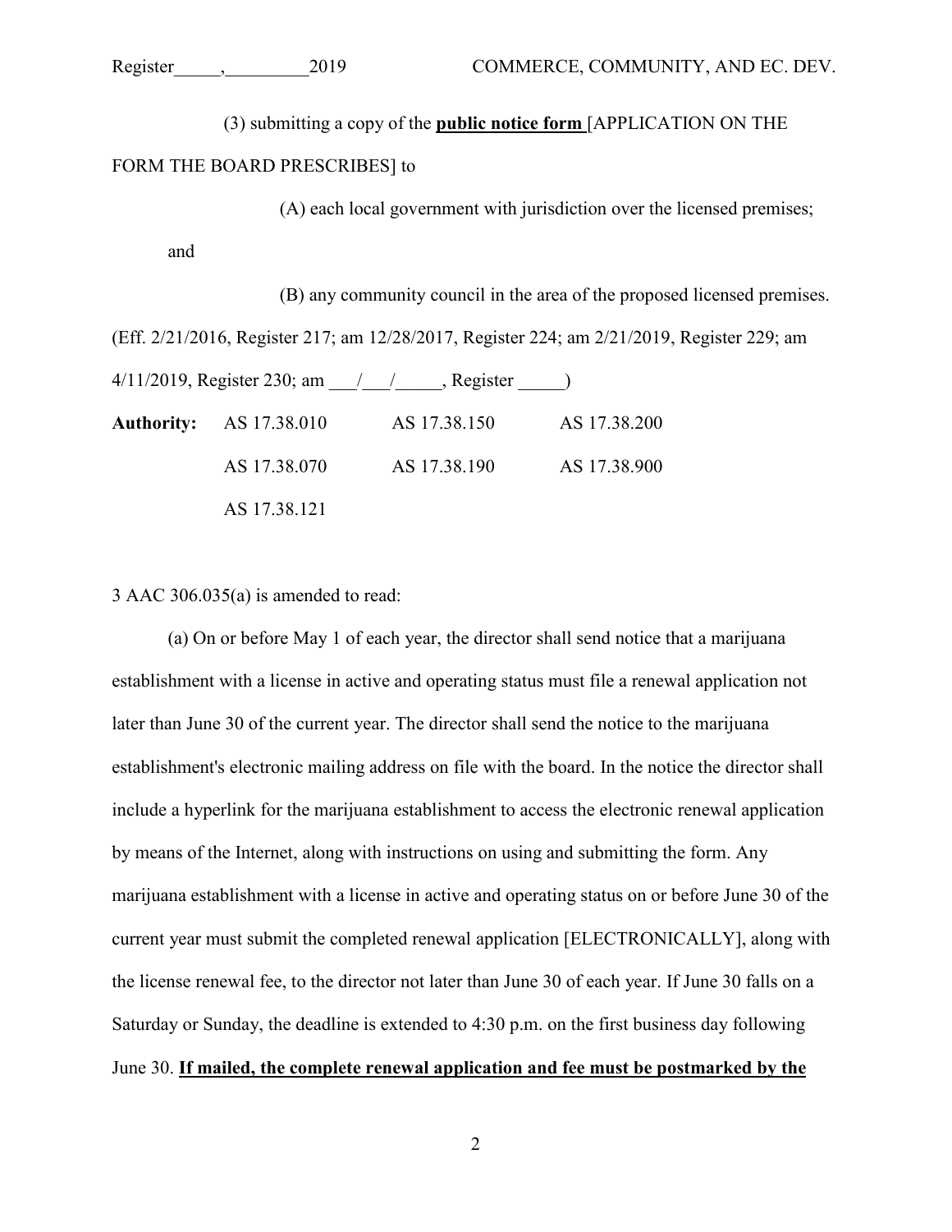(3) submitting a copy of the **<u>public notice form</u>** [APPLICATION ON THE FORM THE BOARD PRESCRIBES] to

(A) each local government with jurisdiction over the licensed premises; and

(B) any community council in the area of the proposed licensed premises.

(Eff. 2/21/2016, Register 217; am 12/28/2017, Register 224; am 2/21/2019, Register 229; am 4/11/2019, Register 230; am \_\_\_/\_\_\_/\_\_\_\_\_, Register \_\_\_\_\_)

| **Authority:** | AS 17.38.010 | AS 17.38.150 | AS 17.38.200 |
|---|---|---|---|
| | AS 17.38.070 | AS 17.38.190 | AS 17.38.900 |
| | AS 17.38.121 | | |

3 AAC 306.035(a) is amended to read:

(a) On or before May 1 of each year, the director shall send notice that a marijuana establishment with a license in active and operating status must file a renewal application not later than June 30 of the current year. The director shall send the notice to the marijuana establishment's electronic mailing address on file with the board. In the notice the director shall include a hyperlink for the marijuana establishment to access the electronic renewal application by means of the Internet, along with instructions on using and submitting the form. Any marijuana establishment with a license in active and operating status on or before June 30 of the current year must submit the completed renewal application [ELECTRONICALLY], along with the license renewal fee, to the director not later than June 30 of each year. If June 30 falls on a Saturday or Sunday, the deadline is extended to 4:30 p.m. on the first business day following June 30. **<u>If mailed, the complete renewal application and fee must be postmarked by the</u>**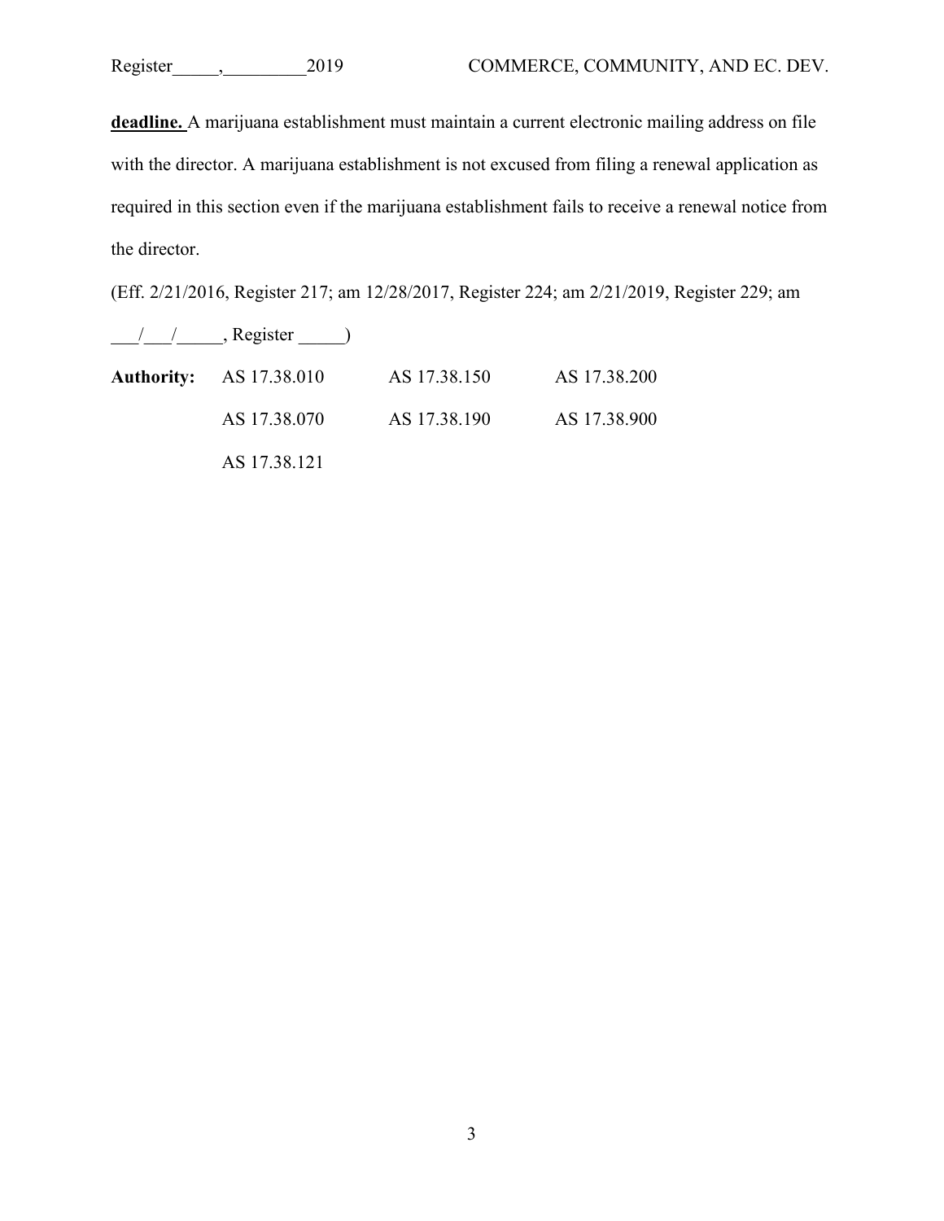**deadline.** A marijuana establishment must maintain a current electronic mailing address on file with the director. A marijuana establishment is not excused from filing a renewal application as required in this section even if the marijuana establishment fails to receive a renewal notice from the director.

(Eff. 2/21/2016, Register 217; am 12/28/2017, Register 224; am 2/21/2019, Register 229; am ___/___/_____, Register _____)

| | | | |
|---|---|---|---|
| **Authority:** | AS 17.38.010 | AS 17.38.150 | AS 17.38.200 |
| | AS 17.38.070 | AS 17.38.190 | AS 17.38.900 |
| | AS 17.38.121 | | |